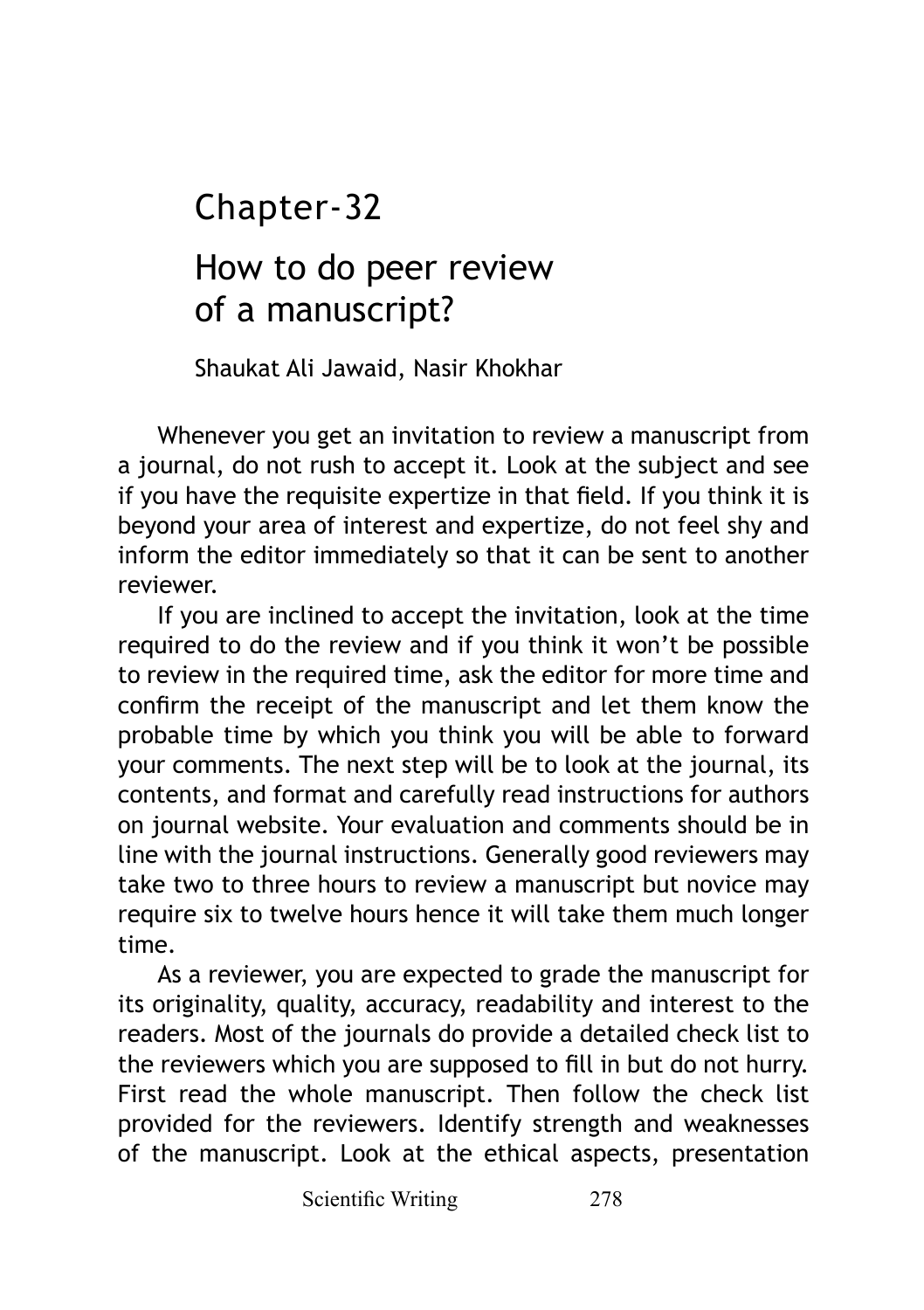# Chapter-32

# How to do peer review of a manuscript?

Shaukat Ali Jawaid, Nasir Khokhar

Whenever you get an invitation to review a manuscript from a journal, do not rush to accept it. Look at the subject and see if you have the requisite expertize in that field. If you think it is beyond your area of interest and expertize, do not feel shy and inform the editor immediately so that it can be sent to another reviewer.

If you are inclined to accept the invitation, look at the time required to do the review and if you think it won't be possible to review in the required time, ask the editor for more time and confirm the receipt of the manuscript and let them know the probable time by which you think you will be able to forward your comments. The next step will be to look at the journal, its contents, and format and carefully read instructions for authors on journal website. Your evaluation and comments should be in line with the journal instructions. Generally good reviewers may take two to three hours to review a manuscript but novice may require six to twelve hours hence it will take them much longer time.

As a reviewer, you are expected to grade the manuscript for its originality, quality, accuracy, readability and interest to the readers. Most of the journals do provide a detailed check list to the reviewers which you are supposed to fill in but do not hurry. First read the whole manuscript. Then follow the check list provided for the reviewers. Identify strength and weaknesses of the manuscript. Look at the ethical aspects, presentation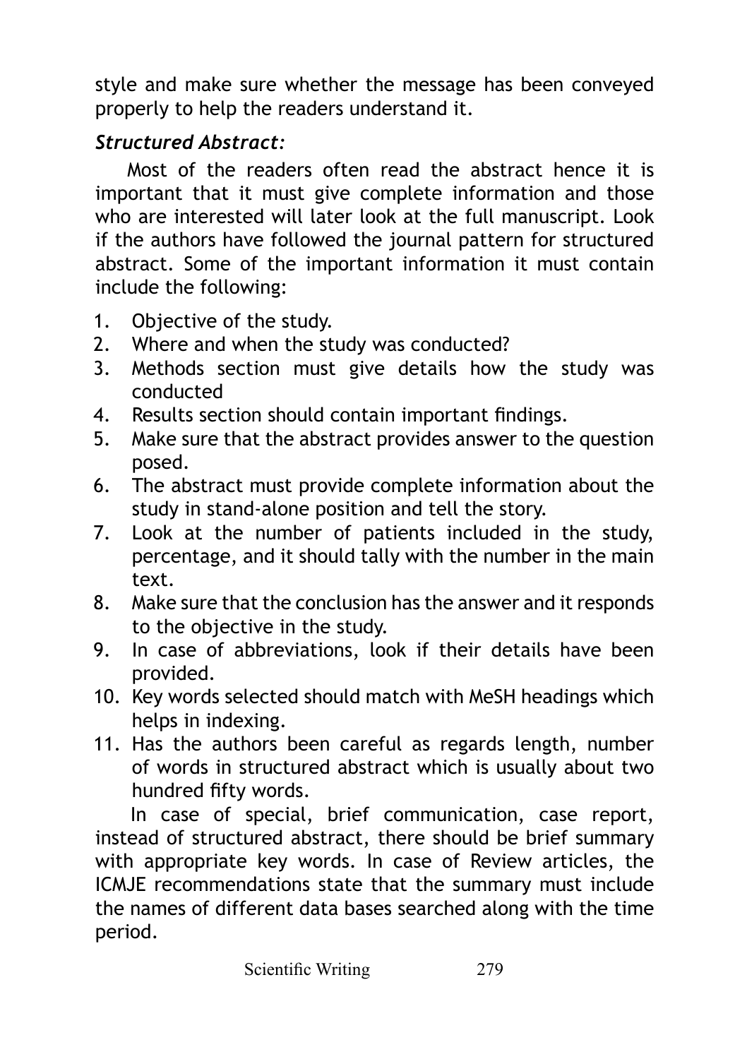style and make sure whether the message has been conveyed properly to help the readers understand it.

***Structured Abstract:***

Most of the readers often read the abstract hence it is important that it must give complete information and those who are interested will later look at the full manuscript. Look if the authors have followed the journal pattern for structured abstract. Some of the important information it must contain include the following:

1. Objective of the study.
2. Where and when the study was conducted?
3. Methods section must give details how the study was conducted
4. Results section should contain important findings.
5. Make sure that the abstract provides answer to the question posed.
6. The abstract must provide complete information about the study in stand-alone position and tell the story.
7. Look at the number of patients included in the study, percentage, and it should tally with the number in the main text.
8. Make sure that the conclusion has the answer and it responds to the objective in the study.
9. In case of abbreviations, look if their details have been provided.
10. Key words selected should match with MeSH headings which helps in indexing.
11. Has the authors been careful as regards length, number of words in structured abstract which is usually about two hundred fifty words.

In case of special, brief communication, case report, instead of structured abstract, there should be brief summary with appropriate key words. In case of Review articles, the ICMJE recommendations state that the summary must include the names of different data bases searched along with the time period.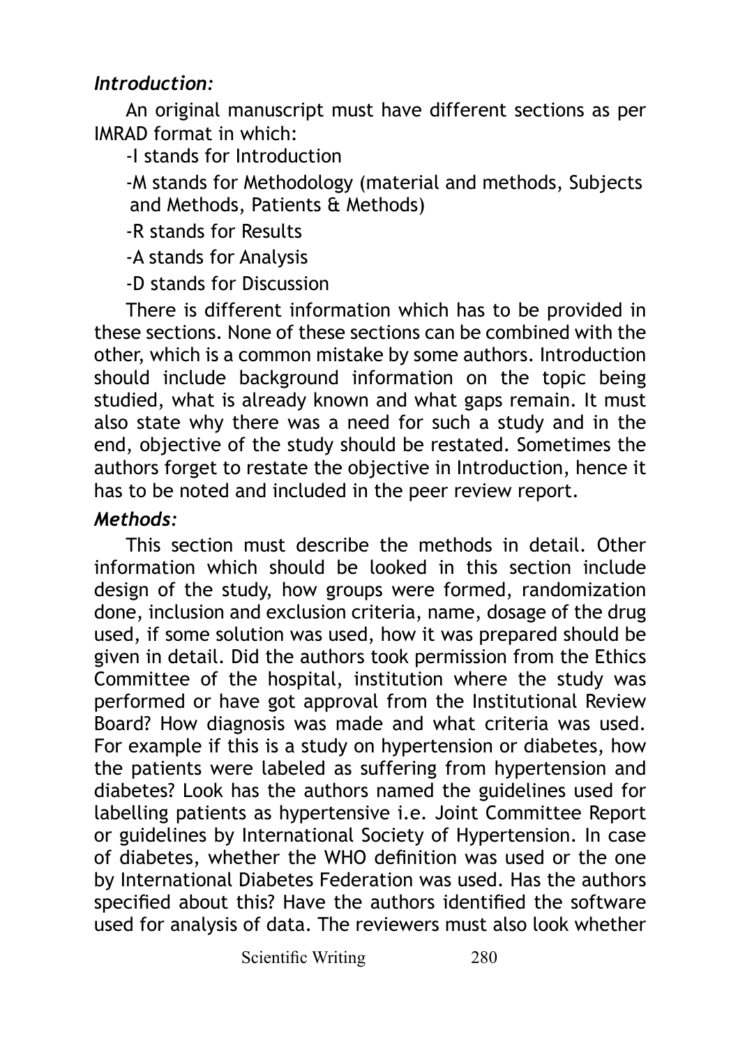***Introduction:***

An original manuscript must have different sections as per IMRAD format in which:

-I stands for Introduction

-M stands for Methodology (material and methods, Subjects and Methods, Patients & Methods)

-R stands for Results

-A stands for Analysis

-D stands for Discussion

There is different information which has to be provided in these sections. None of these sections can be combined with the other, which is a common mistake by some authors. Introduction should include background information on the topic being studied, what is already known and what gaps remain. It must also state why there was a need for such a study and in the end, objective of the study should be restated. Sometimes the authors forget to restate the objective in Introduction, hence it has to be noted and included in the peer review report.

***Methods:***

This section must describe the methods in detail. Other information which should be looked in this section include design of the study, how groups were formed, randomization done, inclusion and exclusion criteria, name, dosage of the drug used, if some solution was used, how it was prepared should be given in detail. Did the authors took permission from the Ethics Committee of the hospital, institution where the study was performed or have got approval from the Institutional Review Board? How diagnosis was made and what criteria was used. For example if this is a study on hypertension or diabetes, how the patients were labeled as suffering from hypertension and diabetes? Look has the authors named the guidelines used for labelling patients as hypertensive i.e. Joint Committee Report or guidelines by International Society of Hypertension. In case of diabetes, whether the WHO definition was used or the one by International Diabetes Federation was used. Has the authors specified about this? Have the authors identified the software used for analysis of data. The reviewers must also look whether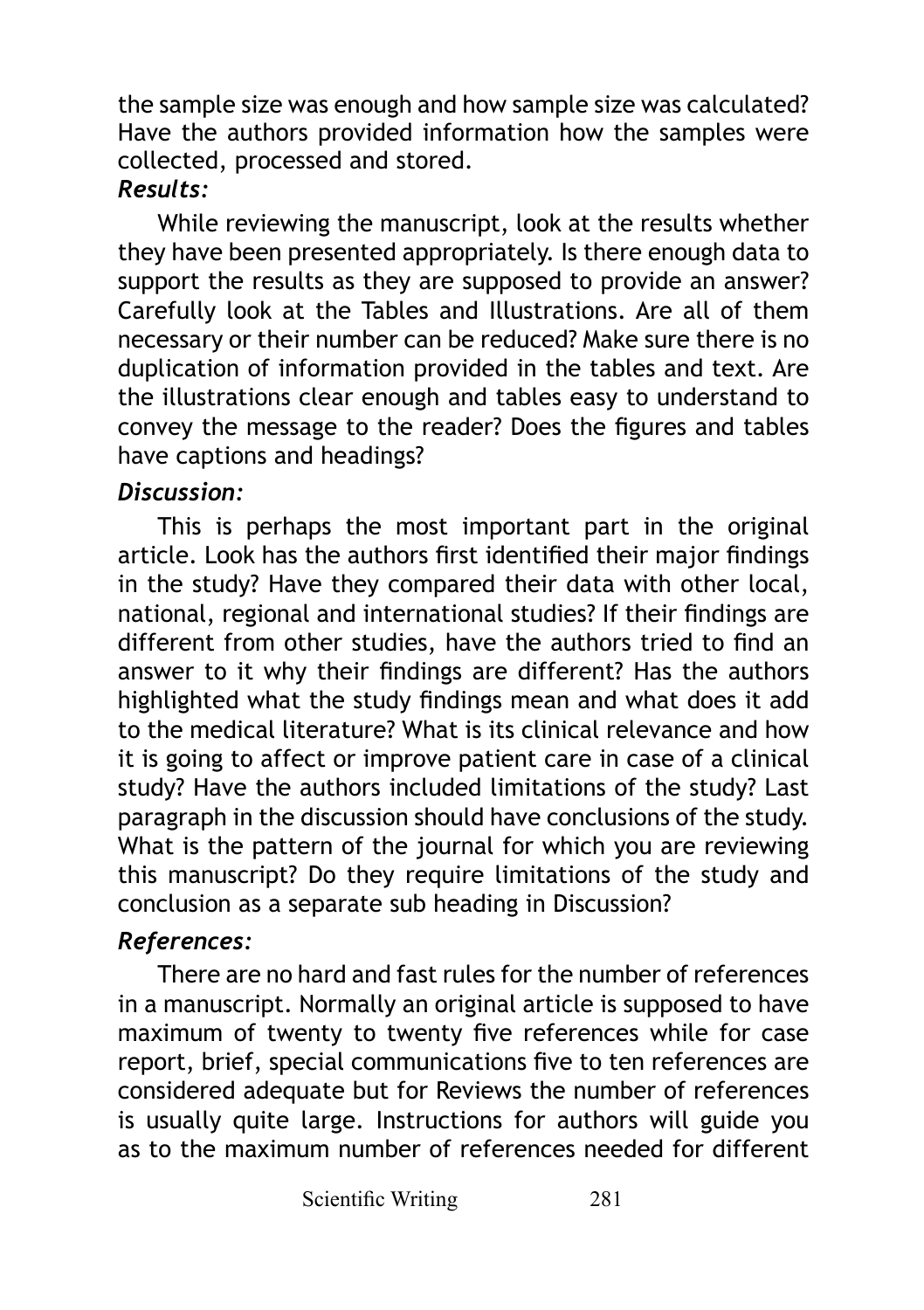the sample size was enough and how sample size was calculated? Have the authors provided information how the samples were collected, processed and stored.

***Results:***

While reviewing the manuscript, look at the results whether they have been presented appropriately. Is there enough data to support the results as they are supposed to provide an answer? Carefully look at the Tables and Illustrations. Are all of them necessary or their number can be reduced? Make sure there is no duplication of information provided in the tables and text. Are the illustrations clear enough and tables easy to understand to convey the message to the reader? Does the figures and tables have captions and headings?

***Discussion:***

This is perhaps the most important part in the original article. Look has the authors first identified their major findings in the study? Have they compared their data with other local, national, regional and international studies? If their findings are different from other studies, have the authors tried to find an answer to it why their findings are different? Has the authors highlighted what the study findings mean and what does it add to the medical literature? What is its clinical relevance and how it is going to affect or improve patient care in case of a clinical study? Have the authors included limitations of the study? Last paragraph in the discussion should have conclusions of the study. What is the pattern of the journal for which you are reviewing this manuscript? Do they require limitations of the study and conclusion as a separate sub heading in Discussion?

***References:***

There are no hard and fast rules for the number of references in a manuscript. Normally an original article is supposed to have maximum of twenty to twenty five references while for case report, brief, special communications five to ten references are considered adequate but for Reviews the number of references is usually quite large. Instructions for authors will guide you as to the maximum number of references needed for different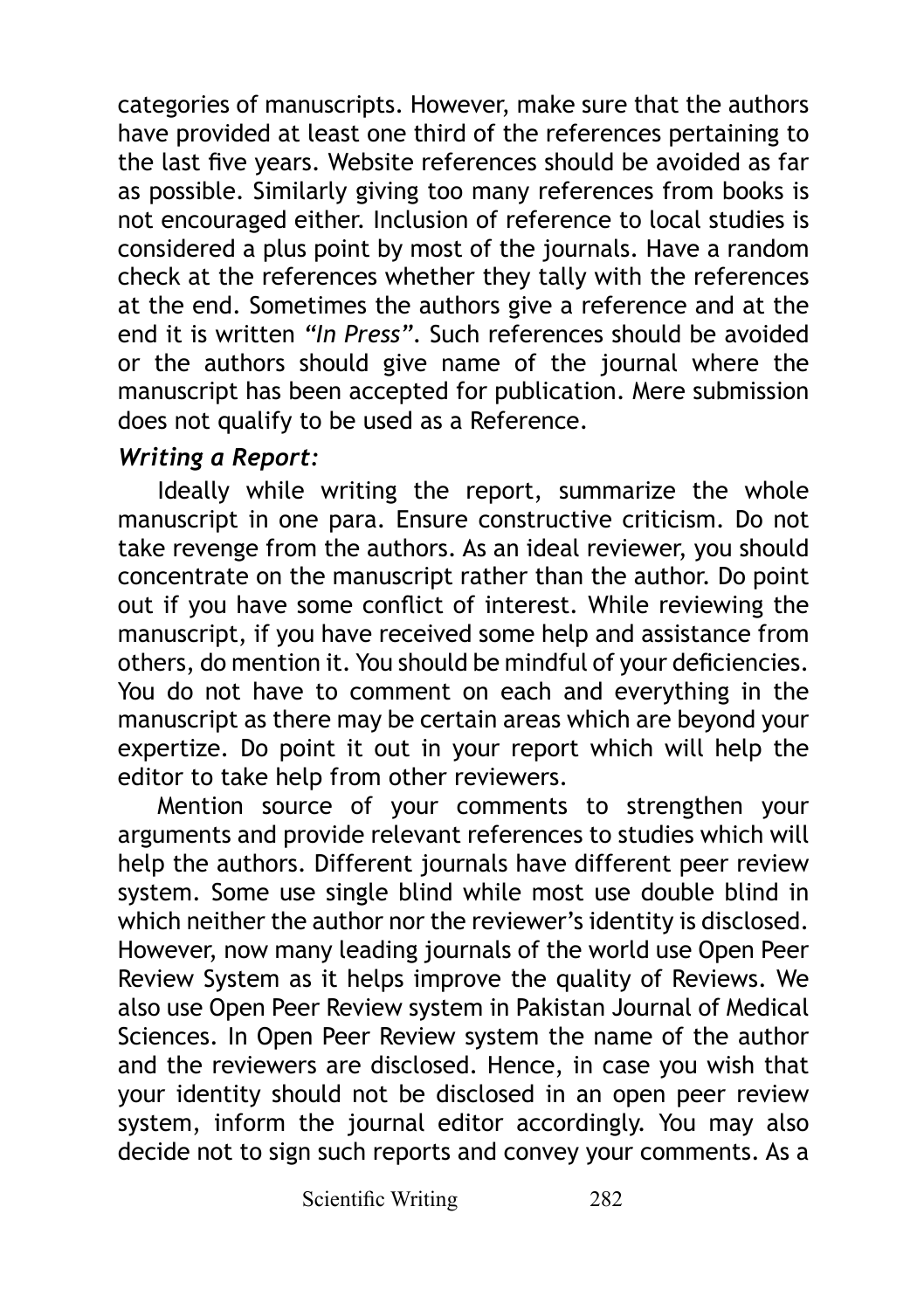categories of manuscripts. However, make sure that the authors have provided at least one third of the references pertaining to the last five years. Website references should be avoided as far as possible. Similarly giving too many references from books is not encouraged either. Inclusion of reference to local studies is considered a plus point by most of the journals. Have a random check at the references whether they tally with the references at the end. Sometimes the authors give a reference and at the end it is written *"In Press"*. Such references should be avoided or the authors should give name of the journal where the manuscript has been accepted for publication. Mere submission does not qualify to be used as a Reference.

***Writing a Report:***

Ideally while writing the report, summarize the whole manuscript in one para. Ensure constructive criticism. Do not take revenge from the authors. As an ideal reviewer, you should concentrate on the manuscript rather than the author. Do point out if you have some conflict of interest. While reviewing the manuscript, if you have received some help and assistance from others, do mention it. You should be mindful of your deficiencies. You do not have to comment on each and everything in the manuscript as there may be certain areas which are beyond your expertize. Do point it out in your report which will help the editor to take help from other reviewers.

Mention source of your comments to strengthen your arguments and provide relevant references to studies which will help the authors. Different journals have different peer review system. Some use single blind while most use double blind in which neither the author nor the reviewer's identity is disclosed. However, now many leading journals of the world use Open Peer Review System as it helps improve the quality of Reviews. We also use Open Peer Review system in Pakistan Journal of Medical Sciences. In Open Peer Review system the name of the author and the reviewers are disclosed. Hence, in case you wish that your identity should not be disclosed in an open peer review system, inform the journal editor accordingly. You may also decide not to sign such reports and convey your comments. As a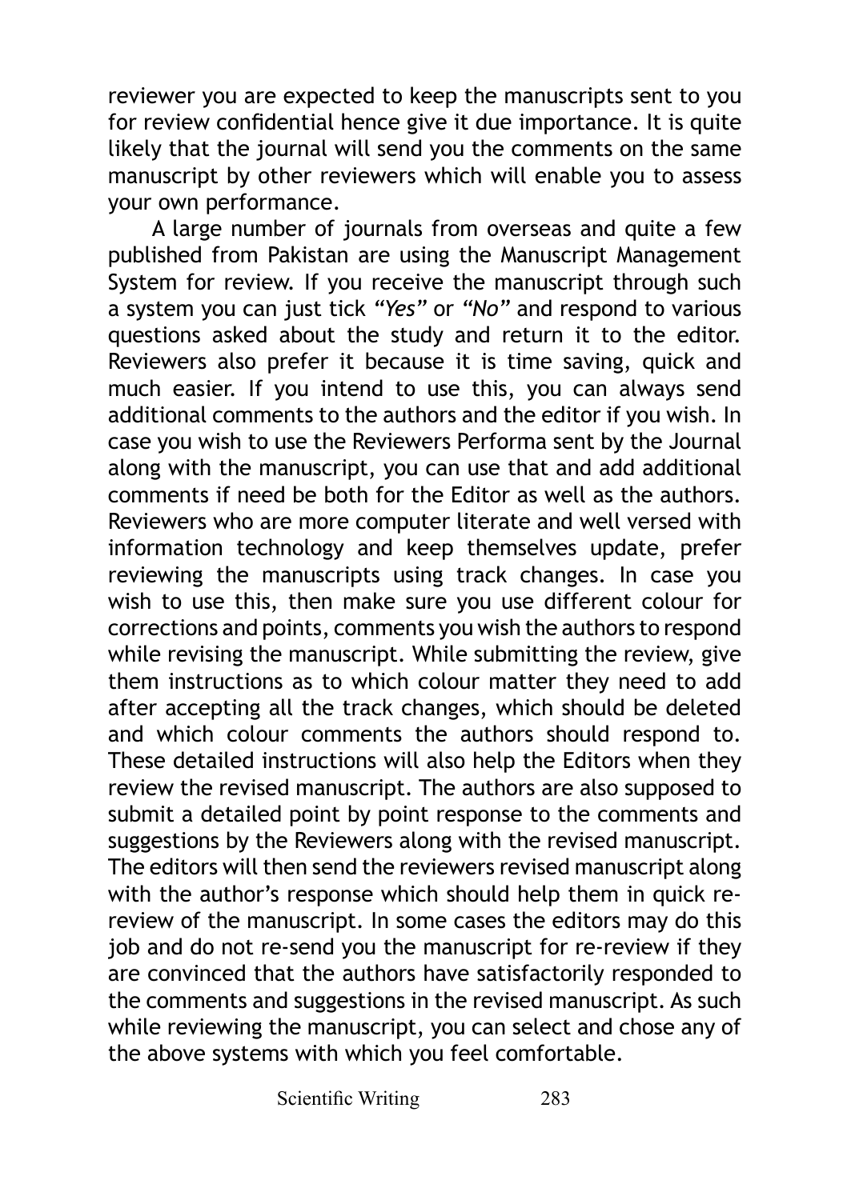reviewer you are expected to keep the manuscripts sent to you for review confidential hence give it due importance. It is quite likely that the journal will send you the comments on the same manuscript by other reviewers which will enable you to assess your own performance.

A large number of journals from overseas and quite a few published from Pakistan are using the Manuscript Management System for review. If you receive the manuscript through such a system you can just tick *"Yes"* or *"No"* and respond to various questions asked about the study and return it to the editor. Reviewers also prefer it because it is time saving, quick and much easier. If you intend to use this, you can always send additional comments to the authors and the editor if you wish. In case you wish to use the Reviewers Performa sent by the Journal along with the manuscript, you can use that and add additional comments if need be both for the Editor as well as the authors. Reviewers who are more computer literate and well versed with information technology and keep themselves update, prefer reviewing the manuscripts using track changes. In case you wish to use this, then make sure you use different colour for corrections and points, comments you wish the authors to respond while revising the manuscript. While submitting the review, give them instructions as to which colour matter they need to add after accepting all the track changes, which should be deleted and which colour comments the authors should respond to. These detailed instructions will also help the Editors when they review the revised manuscript. The authors are also supposed to submit a detailed point by point response to the comments and suggestions by the Reviewers along with the revised manuscript. The editors will then send the reviewers revised manuscript along with the author's response which should help them in quick re-review of the manuscript. In some cases the editors may do this job and do not re-send you the manuscript for re-review if they are convinced that the authors have satisfactorily responded to the comments and suggestions in the revised manuscript. As such while reviewing the manuscript, you can select and chose any of the above systems with which you feel comfortable.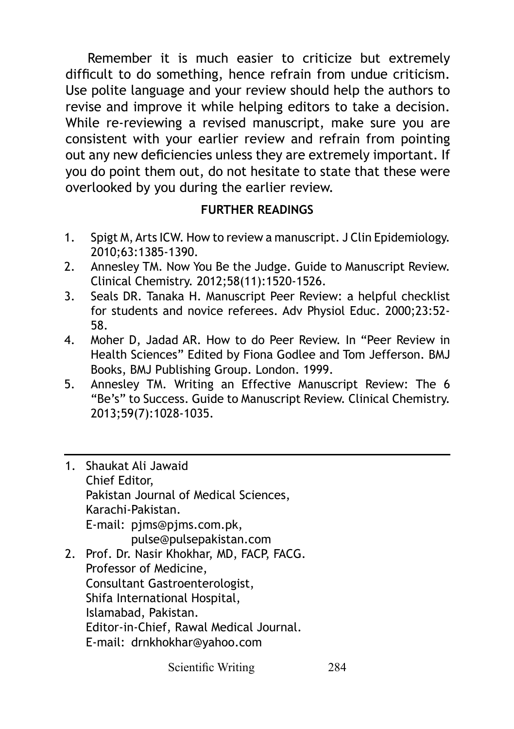Remember it is much easier to criticize but extremely difficult to do something, hence refrain from undue criticism. Use polite language and your review should help the authors to revise and improve it while helping editors to take a decision. While re-reviewing a revised manuscript, make sure you are consistent with your earlier review and refrain from pointing out any new deficiencies unless they are extremely important. If you do point them out, do not hesitate to state that these were overlooked by you during the earlier review.

## FURTHER READINGS

1. Spigt M, Arts ICW. How to review a manuscript. J Clin Epidemiology. 2010;63:1385-1390.
2. Annesley TM. Now You Be the Judge. Guide to Manuscript Review. Clinical Chemistry. 2012;58(11):1520-1526.
3. Seals DR. Tanaka H. Manuscript Peer Review: a helpful checklist for students and novice referees. Adv Physiol Educ. 2000;23:52-58.
4. Moher D, Jadad AR. How to do Peer Review. In "Peer Review in Health Sciences" Edited by Fiona Godlee and Tom Jefferson. BMJ Books, BMJ Publishing Group. London. 1999.
5. Annesley TM. Writing an Effective Manuscript Review: The 6 "Be's" to Success. Guide to Manuscript Review. Clinical Chemistry. 2013;59(7):1028-1035.

---

1. Shaukat Ali Jawaid
   Chief Editor,
   Pakistan Journal of Medical Sciences,
   Karachi-Pakistan.
   E-mail: pjms@pjms.com.pk,
   pulse@pulsepakistan.com
2. Prof. Dr. Nasir Khokhar, MD, FACP, FACG.
   Professor of Medicine,
   Consultant Gastroenterologist,
   Shifa International Hospital,
   Islamabad, Pakistan.
   Editor-in-Chief, Rawal Medical Journal.
   E-mail: drnkhokhar@yahoo.com